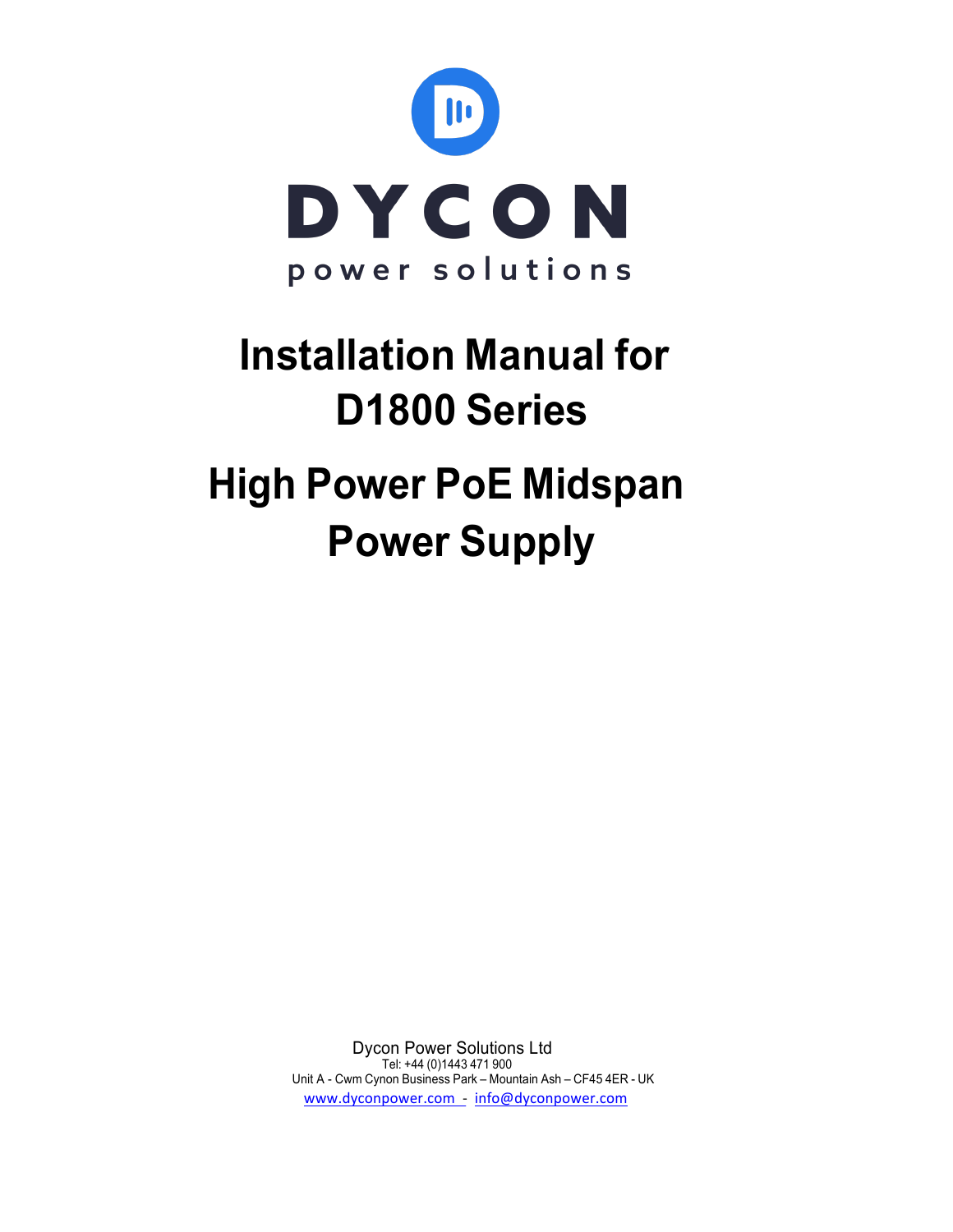DYCON

power solutions

# Installation Manual for D1800 Series

# High Power PoE Midspan Power Supply

Dycon Power Solutions Ltd

Tel: +44 (0)1443 471 900

Unit A - Cwm Cynon Business Park – Mountain Ash – CF45 4ER - UK

www.dyconpower.com - info@dyconpower.com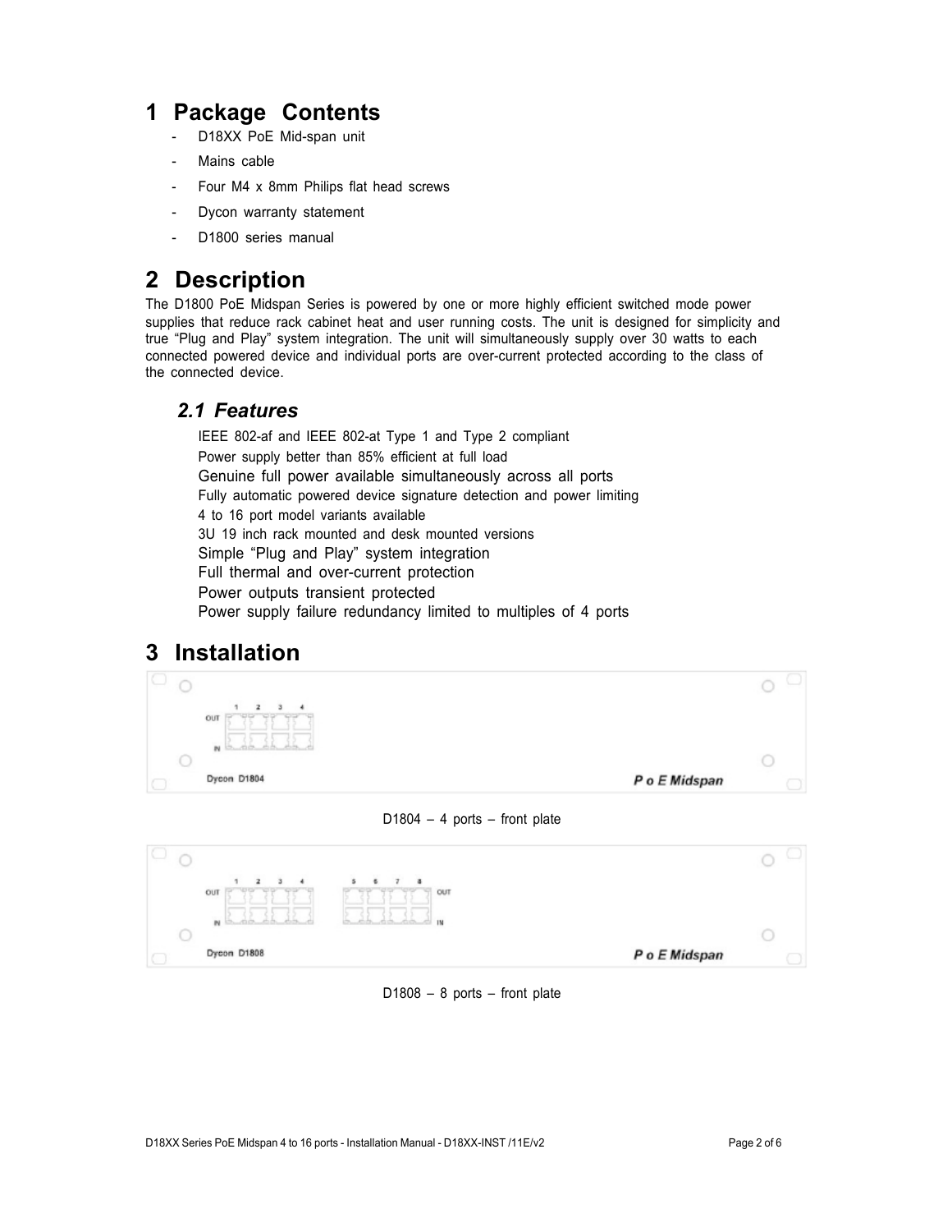# 1 Package Contents

- D18XX PoE Mid-span unit
- Mains cable
- Four M4 x 8mm Philips flat head screws
- Dycon warranty statement
- D1800 series manual

# 2 Description

The D1800 PoE Midspan Series is powered by one or more highly efficient switched mode power supplies that reduce rack cabinet heat and user running costs. The unit is designed for simplicity and true "Plug and Play" system integration. The unit will simultaneously supply over 30 watts to each connected powered device and individual ports are over-current protected according to the class of the connected device.

## *2.1 Features*

IEEE 802-af and IEEE 802-at Type 1 and Type 2 compliant
Power supply better than 85% efficient at full load
Genuine full power available simultaneously across all ports
Fully automatic powered device signature detection and power limiting
4 to 16 port model variants available
3U 19 inch rack mounted and desk mounted versions
Simple "Plug and Play" system integration
Full thermal and over-current protection
Power outputs transient protected
Power supply failure redundancy limited to multiples of 4 ports

# 3 Installation

D1804 – 4 ports – front plate

D1808 – 8 ports – front plate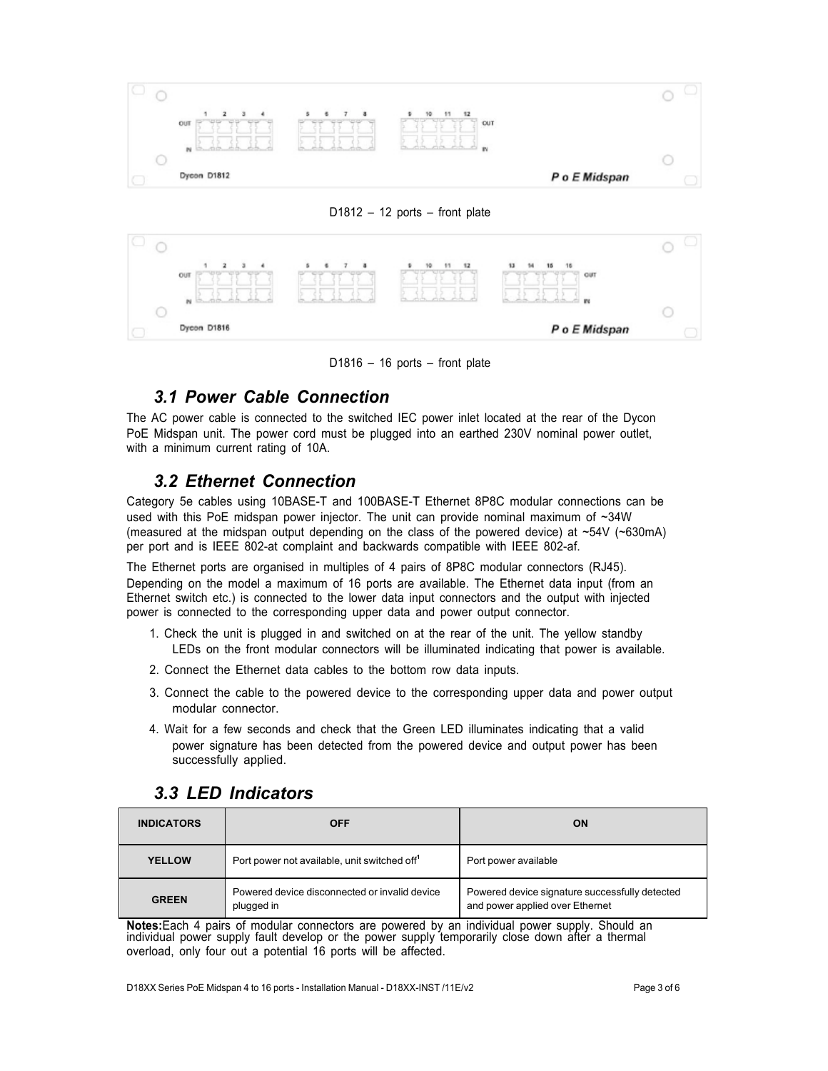D1812 – 12 ports – front plate

D1816 – 16 ports – front plate

### 3.1 Power Cable Connection

The AC power cable is connected to the switched IEC power inlet located at the rear of the Dycon PoE Midspan unit. The power cord must be plugged into an earthed 230V nominal power outlet, with a minimum current rating of 10A.

### 3.2 Ethernet Connection

Category 5e cables using 10BASE-T and 100BASE-T Ethernet 8P8C modular connections can be used with this PoE midspan power injector. The unit can provide nominal maximum of ~34W (measured at the midspan output depending on the class of the powered device) at ~54V (~630mA) per port and is IEEE 802-at complaint and backwards compatible with IEEE 802-af.

The Ethernet ports are organised in multiples of 4 pairs of 8P8C modular connectors (RJ45). Depending on the model a maximum of 16 ports are available. The Ethernet data input (from an Ethernet switch etc.) is connected to the lower data input connectors and the output with injected power is connected to the corresponding upper data and power output connector.

1. Check the unit is plugged in and switched on at the rear of the unit. The yellow standby LEDs on the front modular connectors will be illuminated indicating that power is available.
2. Connect the Ethernet data cables to the bottom row data inputs.
3. Connect the cable to the powered device to the corresponding upper data and power output modular connector.
4. Wait for a few seconds and check that the Green LED illuminates indicating that a valid power signature has been detected from the powered device and output power has been successfully applied.

### 3.3 LED Indicators

| INDICATORS | OFF | ON |
| --- | --- | --- |
| YELLOW | Port power not available, unit switched off[1] | Port power available |
| GREEN | Powered device disconnected or invalid device plugged in | Powered device signature successfully detected and power applied over Ethernet |

**Notes:** Each 4 pairs of modular connectors are powered by an individual power supply. Should an individual power supply fault develop or the power supply temporarily close down after a thermal overload, only four out a potential 16 ports will be affected.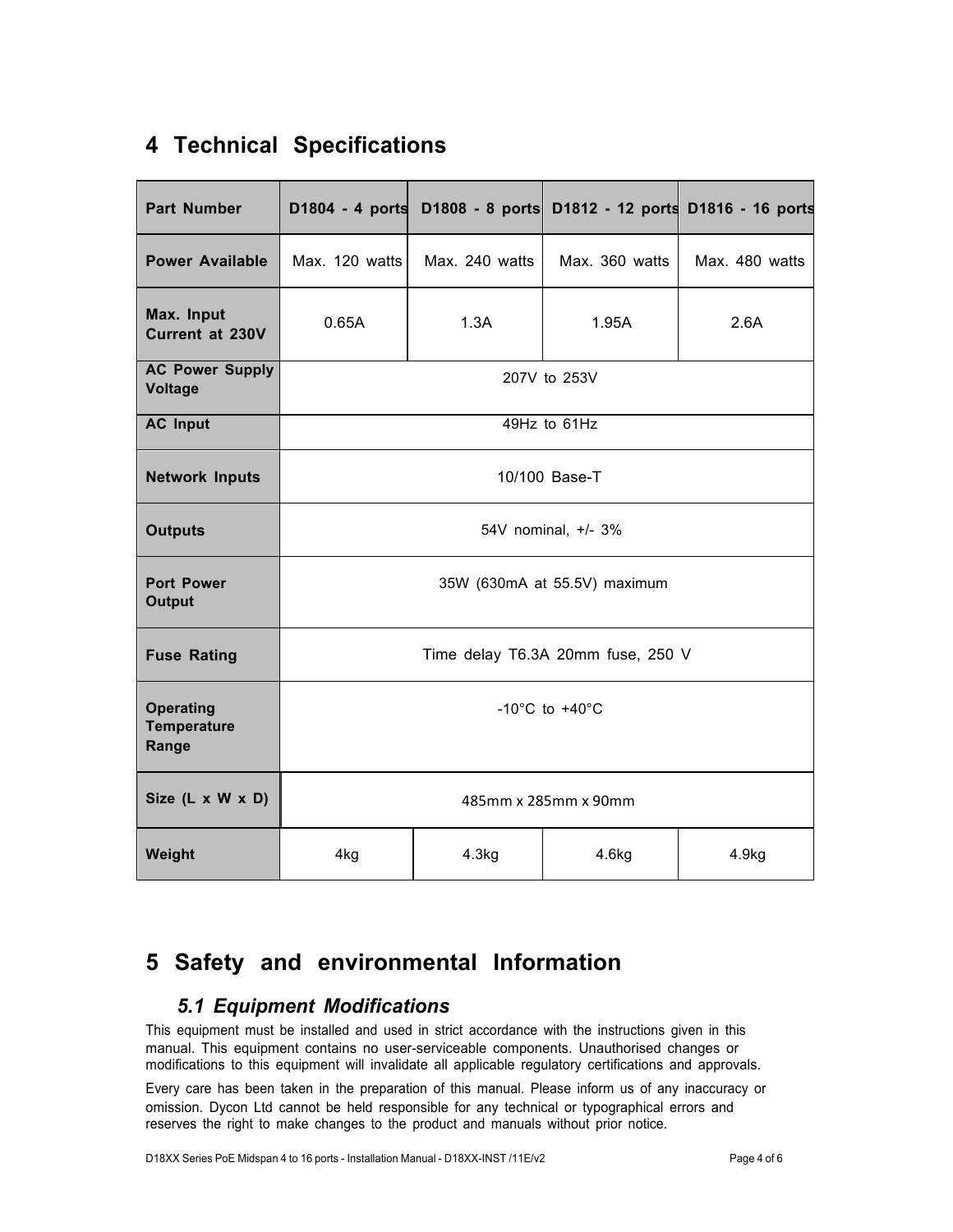# 4 Technical Specifications

| Part Number | D1804 - 4 ports | D1808 - 8 ports | D1812 - 12 ports | D1816 - 16 ports |
|---|---|---|---|---|
| Power Available | Max. 120 watts | Max. 240 watts | Max. 360 watts | Max. 480 watts |
| Max. Input Current at 230V | 0.65A | 1.3A | 1.95A | 2.6A |
| AC Power Supply Voltage | 207V to 253V | | | |
| AC Input | 49Hz to 61Hz | | | |
| Network Inputs | 10/100 Base-T | | | |
| Outputs | 54V nominal, +/- 3% | | | |
| Port Power Output | 35W (630mA at 55.5V) maximum | | | |
| Fuse Rating | Time delay T6.3A 20mm fuse, 250 V | | | |
| Operating Temperature Range | -10°C to +40°C | | | |
| Size (L x W x D) | 485mm x 285mm x 90mm | | | |
| Weight | 4kg | 4.3kg | 4.6kg | 4.9kg |

# 5 Safety and environmental Information

## *5.1 Equipment Modifications*

This equipment must be installed and used in strict accordance with the instructions given in this manual. This equipment contains no user-serviceable components. Unauthorised changes or modifications to this equipment will invalidate all applicable regulatory certifications and approvals.

Every care has been taken in the preparation of this manual. Please inform us of any inaccuracy or omission. Dycon Ltd cannot be held responsible for any technical or typographical errors and reserves the right to make changes to the product and manuals without prior notice.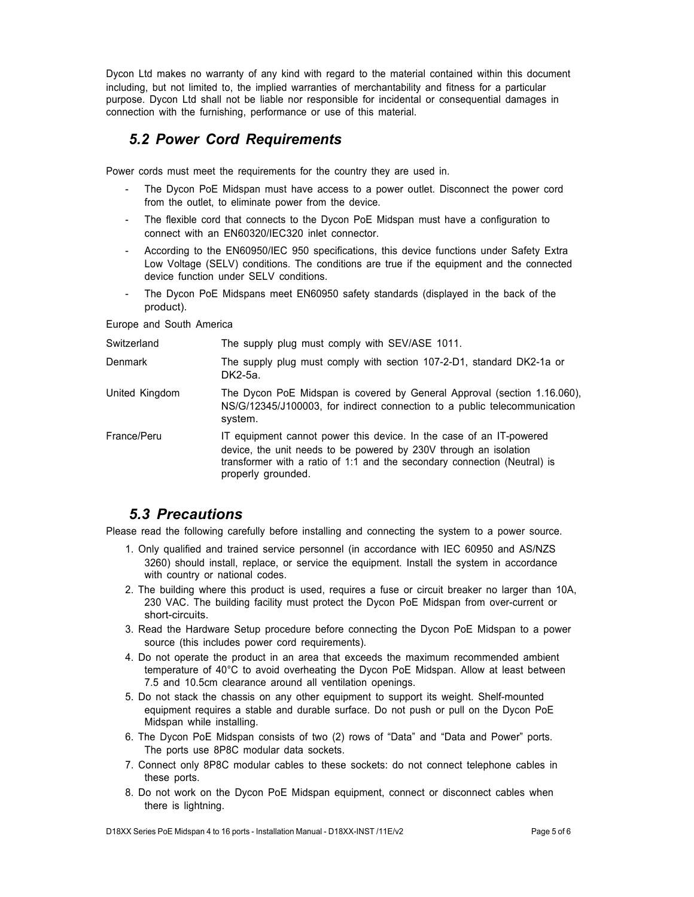Dycon Ltd makes no warranty of any kind with regard to the material contained within this document including, but not limited to, the implied warranties of merchantability and fitness for a particular purpose. Dycon Ltd shall not be liable nor responsible for incidental or consequential damages in connection with the furnishing, performance or use of this material.

## *5.2 Power Cord Requirements*

Power cords must meet the requirements for the country they are used in.

- The Dycon PoE Midspan must have access to a power outlet. Disconnect the power cord from the outlet, to eliminate power from the device.
- The flexible cord that connects to the Dycon PoE Midspan must have a configuration to connect with an EN60320/IEC320 inlet connector.
- According to the EN60950/IEC 950 specifications, this device functions under Safety Extra Low Voltage (SELV) conditions. The conditions are true if the equipment and the connected device function under SELV conditions.
- The Dycon PoE Midspans meet EN60950 safety standards (displayed in the back of the product).

Europe and South America

| | |
|---|---|
| Switzerland | The supply plug must comply with SEV/ASE 1011. |
| Denmark | The supply plug must comply with section 107-2-D1, standard DK2-1a or DK2-5a. |
| United Kingdom | The Dycon PoE Midspan is covered by General Approval (section 1.16.060), NS/G/12345/J100003, for indirect connection to a public telecommunication system. |
| France/Peru | IT equipment cannot power this device. In the case of an IT-powered device, the unit needs to be powered by 230V through an isolation transformer with a ratio of 1:1 and the secondary connection (Neutral) is properly grounded. |

## *5.3 Precautions*

Please read the following carefully before installing and connecting the system to a power source.

1. Only qualified and trained service personnel (in accordance with IEC 60950 and AS/NZS 3260) should install, replace, or service the equipment. Install the system in accordance with country or national codes.
2. The building where this product is used, requires a fuse or circuit breaker no larger than 10A, 230 VAC. The building facility must protect the Dycon PoE Midspan from over-current or short-circuits.
3. Read the Hardware Setup procedure before connecting the Dycon PoE Midspan to a power source (this includes power cord requirements).
4. Do not operate the product in an area that exceeds the maximum recommended ambient temperature of 40°C to avoid overheating the Dycon PoE Midspan. Allow at least between 7.5 and 10.5cm clearance around all ventilation openings.
5. Do not stack the chassis on any other equipment to support its weight. Shelf-mounted equipment requires a stable and durable surface. Do not push or pull on the Dycon PoE Midspan while installing.
6. The Dycon PoE Midspan consists of two (2) rows of "Data" and "Data and Power" ports. The ports use 8P8C modular data sockets.
7. Connect only 8P8C modular cables to these sockets: do not connect telephone cables in these ports.
8. Do not work on the Dycon PoE Midspan equipment, connect or disconnect cables when there is lightning.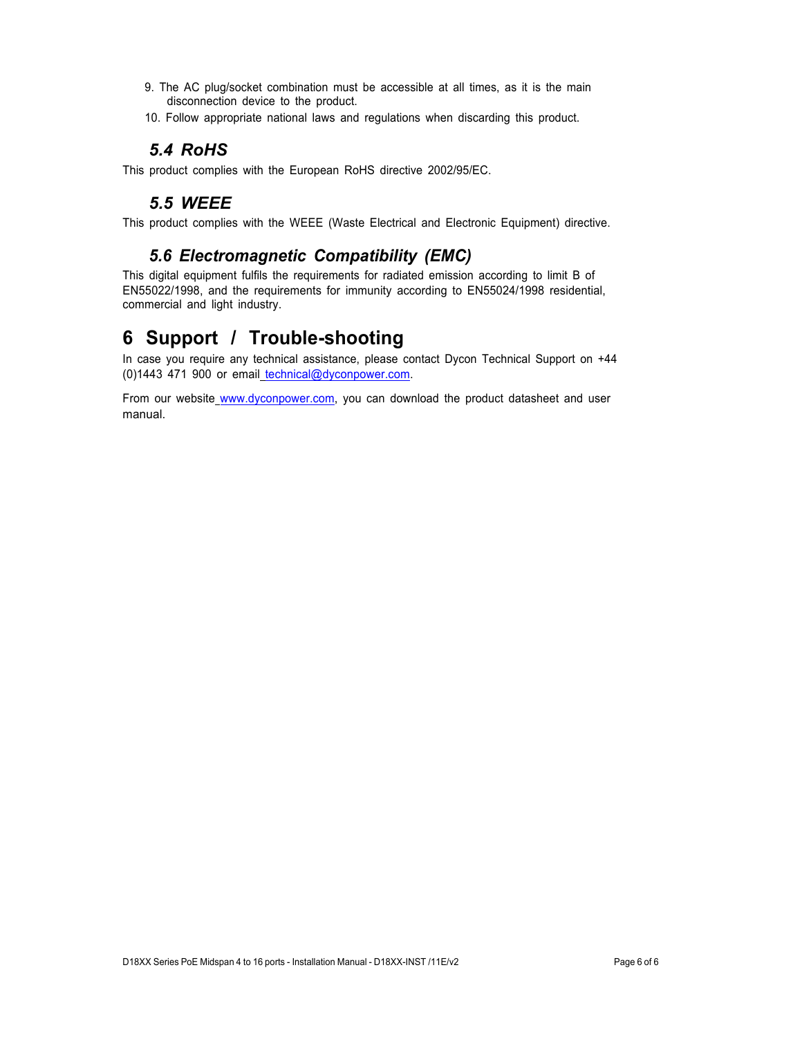9. The AC plug/socket combination must be accessible at all times, as it is the main disconnection device to the product.
10. Follow appropriate national laws and regulations when discarding this product.

### *5.4 RoHS*

This product complies with the European RoHS directive 2002/95/EC.

### *5.5 WEEE*

This product complies with the WEEE (Waste Electrical and Electronic Equipment) directive.

### *5.6 Electromagnetic Compatibility (EMC)*

This digital equipment fulfils the requirements for radiated emission according to limit B of EN55022/1998, and the requirements for immunity according to EN55024/1998 residential, commercial and light industry.

## 6 Support / Trouble-shooting

In case you require any technical assistance, please contact Dycon Technical Support on +44 (0)1443 471 900 or email technical@dyconpower.com.

From our website www.dyconpower.com, you can download the product datasheet and user manual.